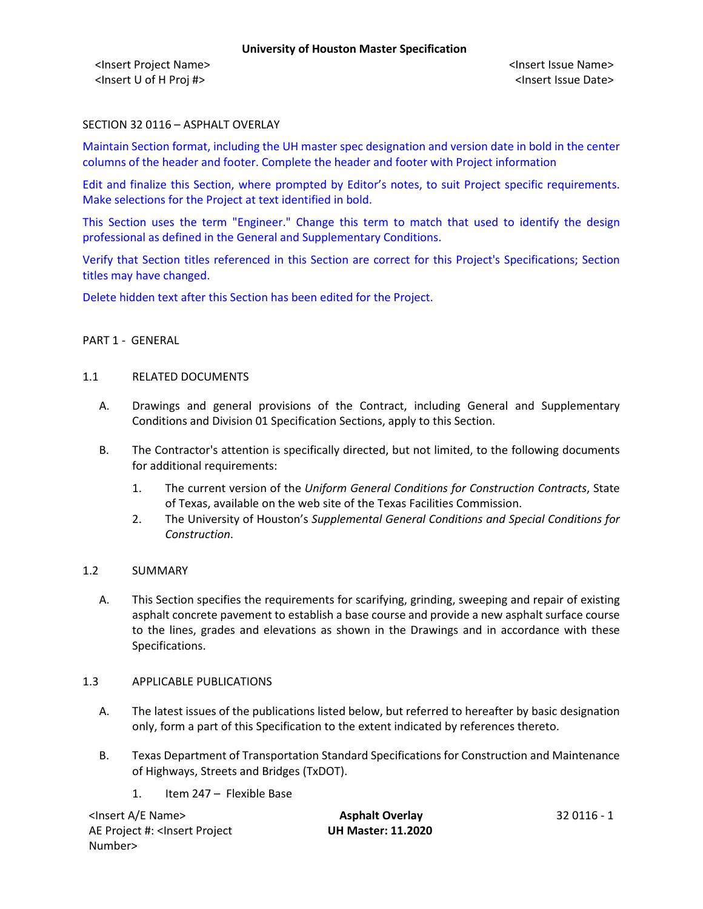SECTION 32 0116 – ASPHALT OVERLAY

Maintain Section format, including the UH master spec designation and version date in bold in the center columns of the header and footer. Complete the header and footer with Project information

Edit and finalize this Section, where prompted by Editor's notes, to suit Project specific requirements. Make selections for the Project at text identified in bold.

This Section uses the term "Engineer." Change this term to match that used to identify the design professional as defined in the General and Supplementary Conditions.

Verify that Section titles referenced in this Section are correct for this Project's Specifications; Section titles may have changed.

Delete hidden text after this Section has been edited for the Project.

## PART 1 - GENERAL

### 1.1 RELATED DOCUMENTS

A. Drawings and general provisions of the Contract, including General and Supplementary Conditions and Division 01 Specification Sections, apply to this Section.

B. The Contractor's attention is specifically directed, but not limited, to the following documents for additional requirements:

1. The current version of the *Uniform General Conditions for Construction Contracts*, State of Texas, available on the web site of the Texas Facilities Commission.
2. The University of Houston's *Supplemental General Conditions and Special Conditions for Construction*.

### 1.2 SUMMARY

A. This Section specifies the requirements for scarifying, grinding, sweeping and repair of existing asphalt concrete pavement to establish a base course and provide a new asphalt surface course to the lines, grades and elevations as shown in the Drawings and in accordance with these Specifications.

### 1.3 APPLICABLE PUBLICATIONS

A. The latest issues of the publications listed below, but referred to hereafter by basic designation only, form a part of this Specification to the extent indicated by references thereto.

B. Texas Department of Transportation Standard Specifications for Construction and Maintenance of Highways, Streets and Bridges (TxDOT).

1. Item 247 – Flexible Base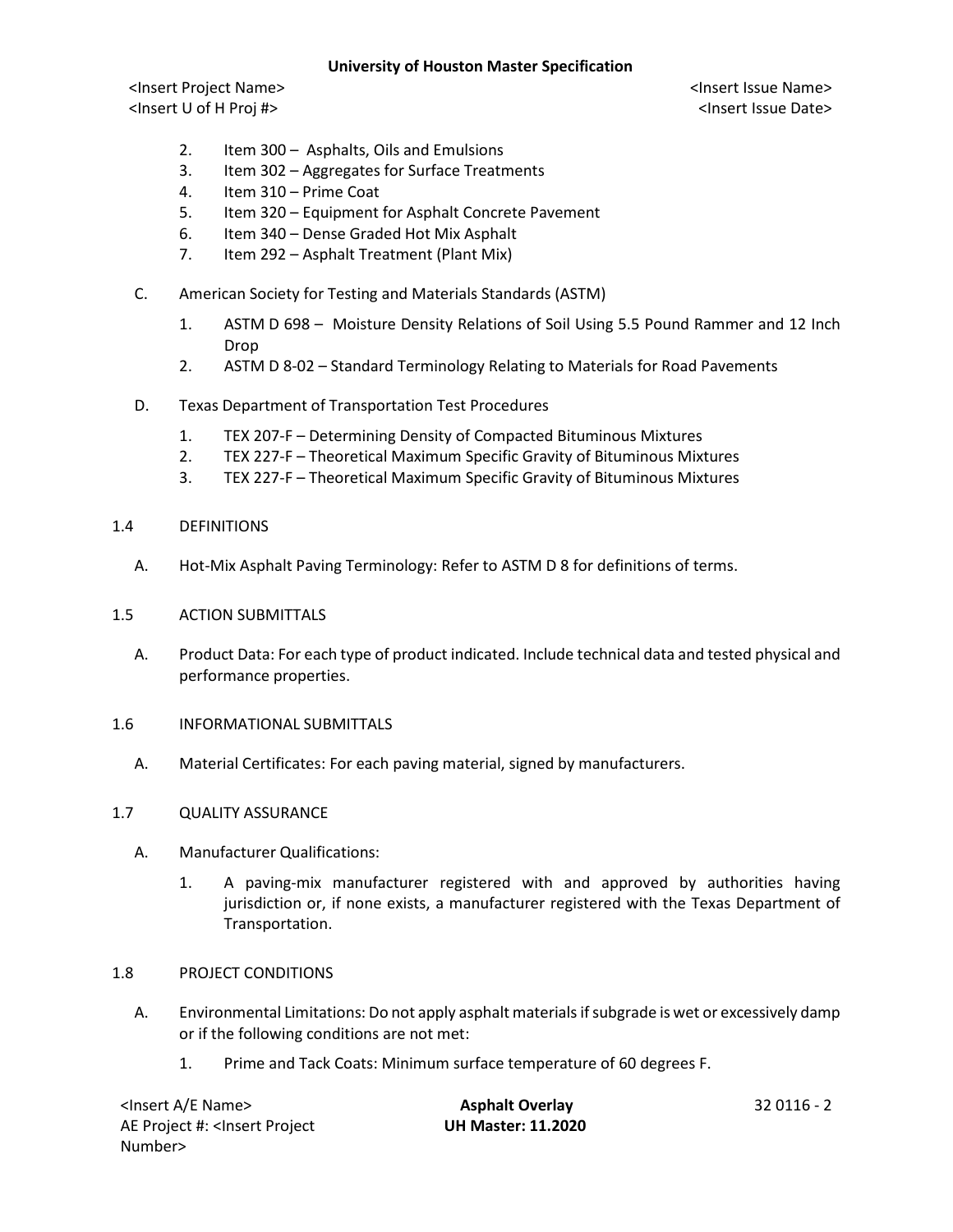2. Item 300 – Asphalts, Oils and Emulsions
3. Item 302 – Aggregates for Surface Treatments
4. Item 310 – Prime Coat
5. Item 320 – Equipment for Asphalt Concrete Pavement
6. Item 340 – Dense Graded Hot Mix Asphalt
7. Item 292 – Asphalt Treatment (Plant Mix)

C. American Society for Testing and Materials Standards (ASTM)

1. ASTM D 698 – Moisture Density Relations of Soil Using 5.5 Pound Rammer and 12 Inch Drop
2. ASTM D 8-02 – Standard Terminology Relating to Materials for Road Pavements

D. Texas Department of Transportation Test Procedures

1. TEX 207-F – Determining Density of Compacted Bituminous Mixtures
2. TEX 227-F – Theoretical Maximum Specific Gravity of Bituminous Mixtures
3. TEX 227-F – Theoretical Maximum Specific Gravity of Bituminous Mixtures

## 1.4 DEFINITIONS

A. Hot-Mix Asphalt Paving Terminology: Refer to ASTM D 8 for definitions of terms.

## 1.5 ACTION SUBMITTALS

A. Product Data: For each type of product indicated. Include technical data and tested physical and performance properties.

## 1.6 INFORMATIONAL SUBMITTALS

A. Material Certificates: For each paving material, signed by manufacturers.

## 1.7 QUALITY ASSURANCE

A. Manufacturer Qualifications:

1. A paving-mix manufacturer registered with and approved by authorities having jurisdiction or, if none exists, a manufacturer registered with the Texas Department of Transportation.

## 1.8 PROJECT CONDITIONS

A. Environmental Limitations: Do not apply asphalt materials if subgrade is wet or excessively damp or if the following conditions are not met:

1. Prime and Tack Coats: Minimum surface temperature of 60 degrees F.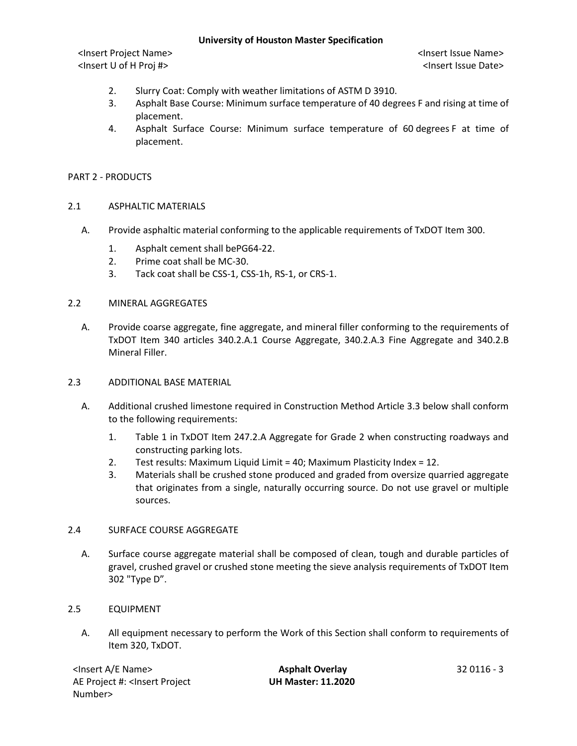2. Slurry Coat: Comply with weather limitations of ASTM D 3910.
3. Asphalt Base Course: Minimum surface temperature of 40 degrees F and rising at time of placement.
4. Asphalt Surface Course: Minimum surface temperature of 60 degrees F at time of placement.

## PART 2 - PRODUCTS

### 2.1 ASPHALTIC MATERIALS

A. Provide asphaltic material conforming to the applicable requirements of TxDOT Item 300.

1. Asphalt cement shall bePG64-22.
2. Prime coat shall be MC-30.
3. Tack coat shall be CSS-1, CSS-1h, RS-1, or CRS-1.

### 2.2 MINERAL AGGREGATES

A. Provide coarse aggregate, fine aggregate, and mineral filler conforming to the requirements of TxDOT Item 340 articles 340.2.A.1 Course Aggregate, 340.2.A.3 Fine Aggregate and 340.2.B Mineral Filler.

### 2.3 ADDITIONAL BASE MATERIAL

A. Additional crushed limestone required in Construction Method Article 3.3 below shall conform to the following requirements:

1. Table 1 in TxDOT Item 247.2.A Aggregate for Grade 2 when constructing roadways and constructing parking lots.
2. Test results: Maximum Liquid Limit = 40; Maximum Plasticity Index = 12.
3. Materials shall be crushed stone produced and graded from oversize quarried aggregate that originates from a single, naturally occurring source. Do not use gravel or multiple sources.

### 2.4 SURFACE COURSE AGGREGATE

A. Surface course aggregate material shall be composed of clean, tough and durable particles of gravel, crushed gravel or crushed stone meeting the sieve analysis requirements of TxDOT Item 302 "Type D".

### 2.5 EQUIPMENT

A. All equipment necessary to perform the Work of this Section shall conform to requirements of Item 320, TxDOT.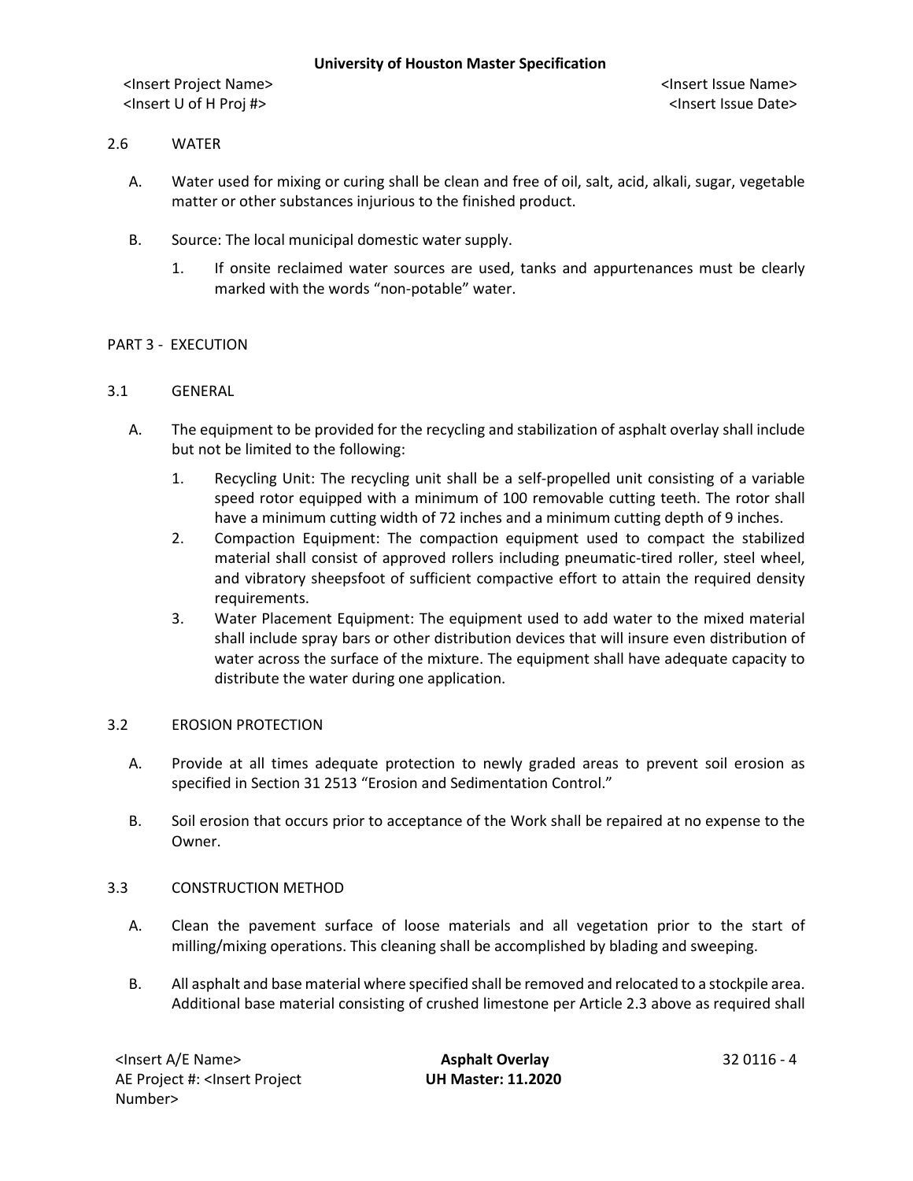## 2.6 WATER

A. Water used for mixing or curing shall be clean and free of oil, salt, acid, alkali, sugar, vegetable matter or other substances injurious to the finished product.

B. Source: The local municipal domestic water supply.

   1. If onsite reclaimed water sources are used, tanks and appurtenances must be clearly marked with the words "non-potable" water.

# PART 3 - EXECUTION

## 3.1 GENERAL

A. The equipment to be provided for the recycling and stabilization of asphalt overlay shall include but not be limited to the following:

   1. Recycling Unit: The recycling unit shall be a self-propelled unit consisting of a variable speed rotor equipped with a minimum of 100 removable cutting teeth. The rotor shall have a minimum cutting width of 72 inches and a minimum cutting depth of 9 inches.
   2. Compaction Equipment: The compaction equipment used to compact the stabilized material shall consist of approved rollers including pneumatic-tired roller, steel wheel, and vibratory sheepsfoot of sufficient compactive effort to attain the required density requirements.
   3. Water Placement Equipment: The equipment used to add water to the mixed material shall include spray bars or other distribution devices that will insure even distribution of water across the surface of the mixture. The equipment shall have adequate capacity to distribute the water during one application.

## 3.2 EROSION PROTECTION

A. Provide at all times adequate protection to newly graded areas to prevent soil erosion as specified in Section 31 2513 "Erosion and Sedimentation Control."

B. Soil erosion that occurs prior to acceptance of the Work shall be repaired at no expense to the Owner.

## 3.3 CONSTRUCTION METHOD

A. Clean the pavement surface of loose materials and all vegetation prior to the start of milling/mixing operations. This cleaning shall be accomplished by blading and sweeping.

B. All asphalt and base material where specified shall be removed and relocated to a stockpile area. Additional base material consisting of crushed limestone per Article 2.3 above as required shall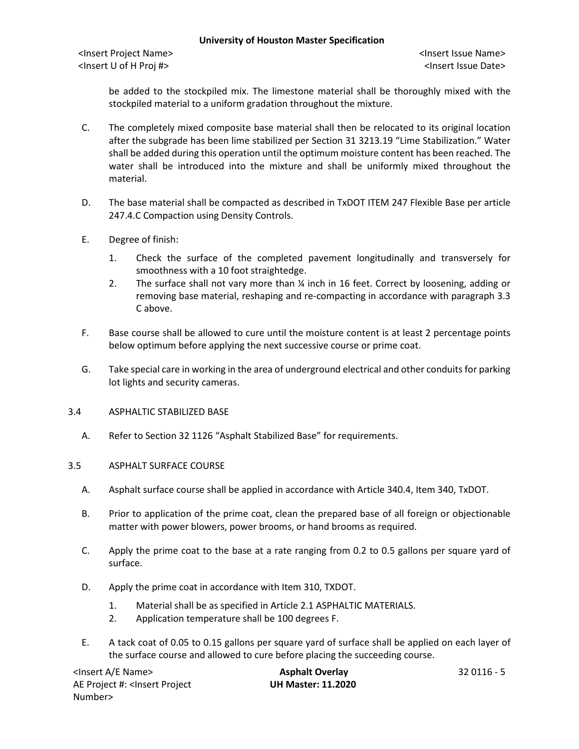be added to the stockpiled mix. The limestone material shall be thoroughly mixed with the stockpiled material to a uniform gradation throughout the mixture.

C. The completely mixed composite base material shall then be relocated to its original location after the subgrade has been lime stabilized per Section 31 3213.19 "Lime Stabilization." Water shall be added during this operation until the optimum moisture content has been reached. The water shall be introduced into the mixture and shall be uniformly mixed throughout the material.

D. The base material shall be compacted as described in TxDOT ITEM 247 Flexible Base per article 247.4.C Compaction using Density Controls.

E. Degree of finish:

   1. Check the surface of the completed pavement longitudinally and transversely for smoothness with a 10 foot straightedge.
   2. The surface shall not vary more than ¼ inch in 16 feet. Correct by loosening, adding or removing base material, reshaping and re-compacting in accordance with paragraph 3.3 C above.

F. Base course shall be allowed to cure until the moisture content is at least 2 percentage points below optimum before applying the next successive course or prime coat.

G. Take special care in working in the area of underground electrical and other conduits for parking lot lights and security cameras.

## 3.4 ASPHALTIC STABILIZED BASE

A. Refer to Section 32 1126 "Asphalt Stabilized Base" for requirements.

## 3.5 ASPHALT SURFACE COURSE

A. Asphalt surface course shall be applied in accordance with Article 340.4, Item 340, TxDOT.

B. Prior to application of the prime coat, clean the prepared base of all foreign or objectionable matter with power blowers, power brooms, or hand brooms as required.

C. Apply the prime coat to the base at a rate ranging from 0.2 to 0.5 gallons per square yard of surface.

D. Apply the prime coat in accordance with Item 310, TXDOT.

   1. Material shall be as specified in Article 2.1 ASPHALTIC MATERIALS.
   2. Application temperature shall be 100 degrees F.

E. A tack coat of 0.05 to 0.15 gallons per square yard of surface shall be applied on each layer of the surface course and allowed to cure before placing the succeeding course.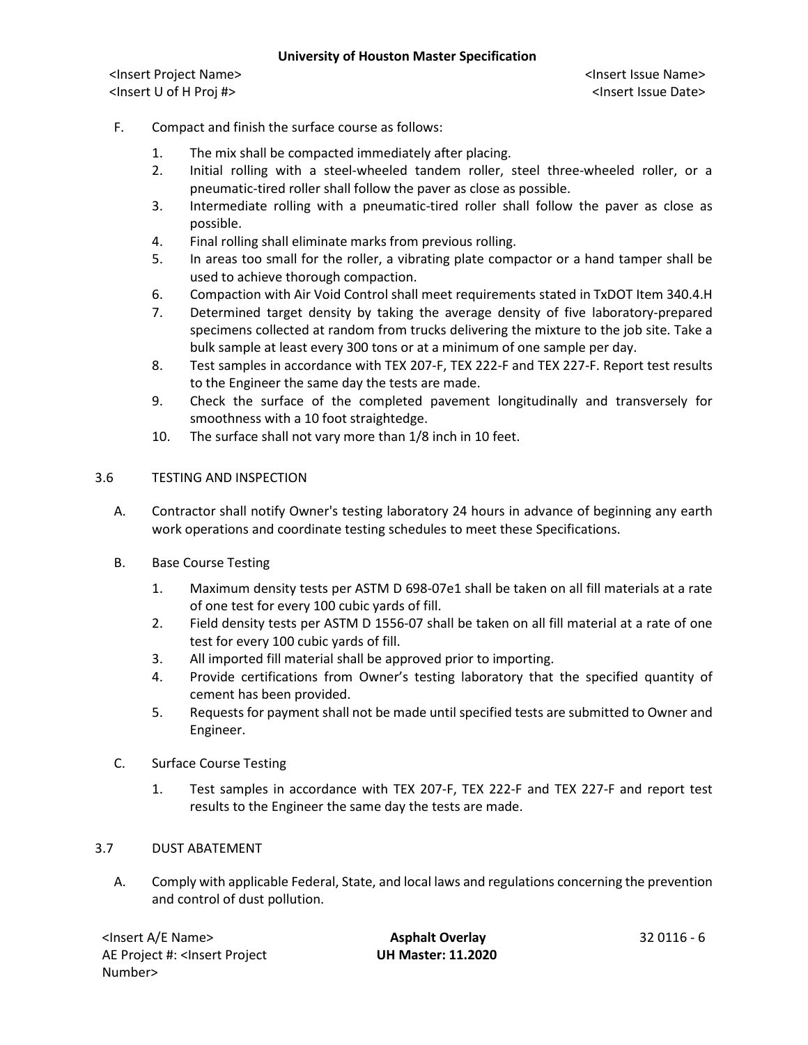F. Compact and finish the surface course as follows:

1. The mix shall be compacted immediately after placing.
2. Initial rolling with a steel-wheeled tandem roller, steel three-wheeled roller, or a pneumatic-tired roller shall follow the paver as close as possible.
3. Intermediate rolling with a pneumatic-tired roller shall follow the paver as close as possible.
4. Final rolling shall eliminate marks from previous rolling.
5. In areas too small for the roller, a vibrating plate compactor or a hand tamper shall be used to achieve thorough compaction.
6. Compaction with Air Void Control shall meet requirements stated in TxDOT Item 340.4.H
7. Determined target density by taking the average density of five laboratory-prepared specimens collected at random from trucks delivering the mixture to the job site. Take a bulk sample at least every 300 tons or at a minimum of one sample per day.
8. Test samples in accordance with TEX 207-F, TEX 222-F and TEX 227-F. Report test results to the Engineer the same day the tests are made.
9. Check the surface of the completed pavement longitudinally and transversely for smoothness with a 10 foot straightedge.
10. The surface shall not vary more than 1/8 inch in 10 feet.

## 3.6 TESTING AND INSPECTION

A. Contractor shall notify Owner's testing laboratory 24 hours in advance of beginning any earth work operations and coordinate testing schedules to meet these Specifications.

B. Base Course Testing

1. Maximum density tests per ASTM D 698-07e1 shall be taken on all fill materials at a rate of one test for every 100 cubic yards of fill.
2. Field density tests per ASTM D 1556-07 shall be taken on all fill material at a rate of one test for every 100 cubic yards of fill.
3. All imported fill material shall be approved prior to importing.
4. Provide certifications from Owner's testing laboratory that the specified quantity of cement has been provided.
5. Requests for payment shall not be made until specified tests are submitted to Owner and Engineer.

C. Surface Course Testing

1. Test samples in accordance with TEX 207-F, TEX 222-F and TEX 227-F and report test results to the Engineer the same day the tests are made.

## 3.7 DUST ABATEMENT

A. Comply with applicable Federal, State, and local laws and regulations concerning the prevention and control of dust pollution.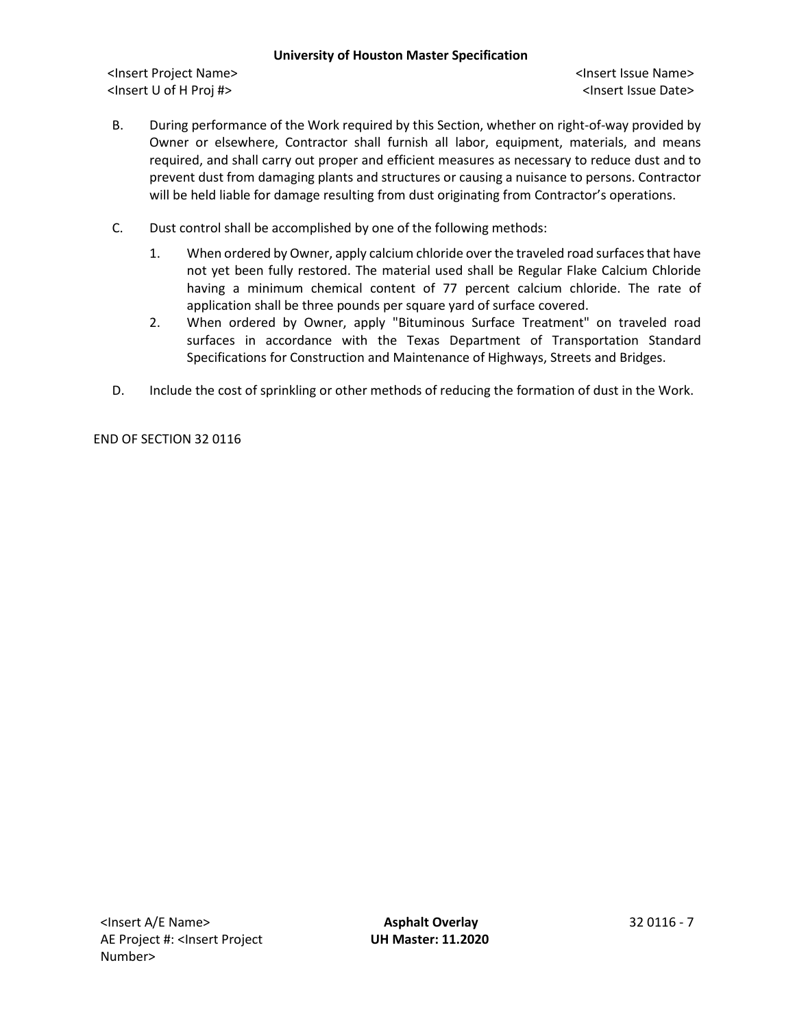B. During performance of the Work required by this Section, whether on right-of-way provided by Owner or elsewhere, Contractor shall furnish all labor, equipment, materials, and means required, and shall carry out proper and efficient measures as necessary to reduce dust and to prevent dust from damaging plants and structures or causing a nuisance to persons. Contractor will be held liable for damage resulting from dust originating from Contractor's operations.

C. Dust control shall be accomplished by one of the following methods:

1. When ordered by Owner, apply calcium chloride over the traveled road surfaces that have not yet been fully restored. The material used shall be Regular Flake Calcium Chloride having a minimum chemical content of 77 percent calcium chloride. The rate of application shall be three pounds per square yard of surface covered.
2. When ordered by Owner, apply "Bituminous Surface Treatment" on traveled road surfaces in accordance with the Texas Department of Transportation Standard Specifications for Construction and Maintenance of Highways, Streets and Bridges.

D. Include the cost of sprinkling or other methods of reducing the formation of dust in the Work.

END OF SECTION 32 0116